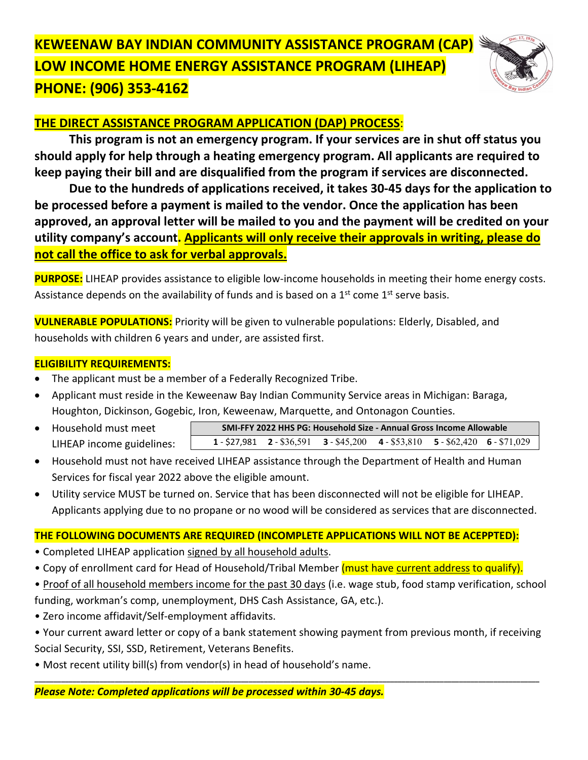# KEWEENAW BAY INDIAN COMMUNITY ASSISTANCE PROGRAM (CAP)
# LOW INCOME HOME ENERGY ASSISTANCE PROGRAM (LIHEAP)
# PHONE: (906) 353-4162

## THE DIRECT ASSISTANCE PROGRAM APPLICATION (DAP) PROCESS:

**This program is not an emergency program. If your services are in shut off status you should apply for help through a heating emergency program. All applicants are required to keep paying their bill and are disqualified from the program if services are disconnected.**

**Due to the hundreds of applications received, it takes 30-45 days for the application to be processed before a payment is mailed to the vendor. Once the application has been approved, an approval letter will be mailed to you and the payment will be credited on your utility company's account. Applicants will only receive their approvals in writing, please do not call the office to ask for verbal approvals.**

**PURPOSE:** LIHEAP provides assistance to eligible low-income households in meeting their home energy costs. Assistance depends on the availability of funds and is based on a 1st come 1st serve basis.

**VULNERABLE POPULATIONS:** Priority will be given to vulnerable populations: Elderly, Disabled, and households with children 6 years and under, are assisted first.

**ELIGIBILITY REQUIREMENTS:**

- The applicant must be a member of a Federally Recognized Tribe.
- Applicant must reside in the Keweenaw Bay Indian Community Service areas in Michigan: Baraga, Houghton, Dickinson, Gogebic, Iron, Keweenaw, Marquette, and Ontonagon Counties.
- Household must meet LIHEAP income guidelines:

| SMI-FFY 2022 HHS PG: Household Size - Annual Gross Income Allowable | | | | | |
|---|---|---|---|---|---|
| **1** - $27,981 | **2** - $36,591 | **3** - $45,200 | **4** - $53,810 | **5** - $62,420 | **6** - $71,029 |

- Household must not have received LIHEAP assistance through the Department of Health and Human Services for fiscal year 2022 above the eligible amount.
- Utility service MUST be turned on. Service that has been disconnected will not be eligible for LIHEAP. Applicants applying due to no propane or no wood will be considered as services that are disconnected.

**THE FOLLOWING DOCUMENTS ARE REQUIRED (INCOMPLETE APPLICATIONS WILL NOT BE ACEPPTED):**

- Completed LIHEAP application signed by all household adults.
- Copy of enrollment card for Head of Household/Tribal Member (must have current address to qualify).
- Proof of all household members income for the past 30 days (i.e. wage stub, food stamp verification, school funding, workman's comp, unemployment, DHS Cash Assistance, GA, etc.).
- Zero income affidavit/Self-employment affidavits.
- Your current award letter or copy of a bank statement showing payment from previous month, if receiving Social Security, SSI, SSD, Retirement, Veterans Benefits.
- Most recent utility bill(s) from vendor(s) in head of household's name.

---

***Please Note: Completed applications will be processed within 30-45 days.***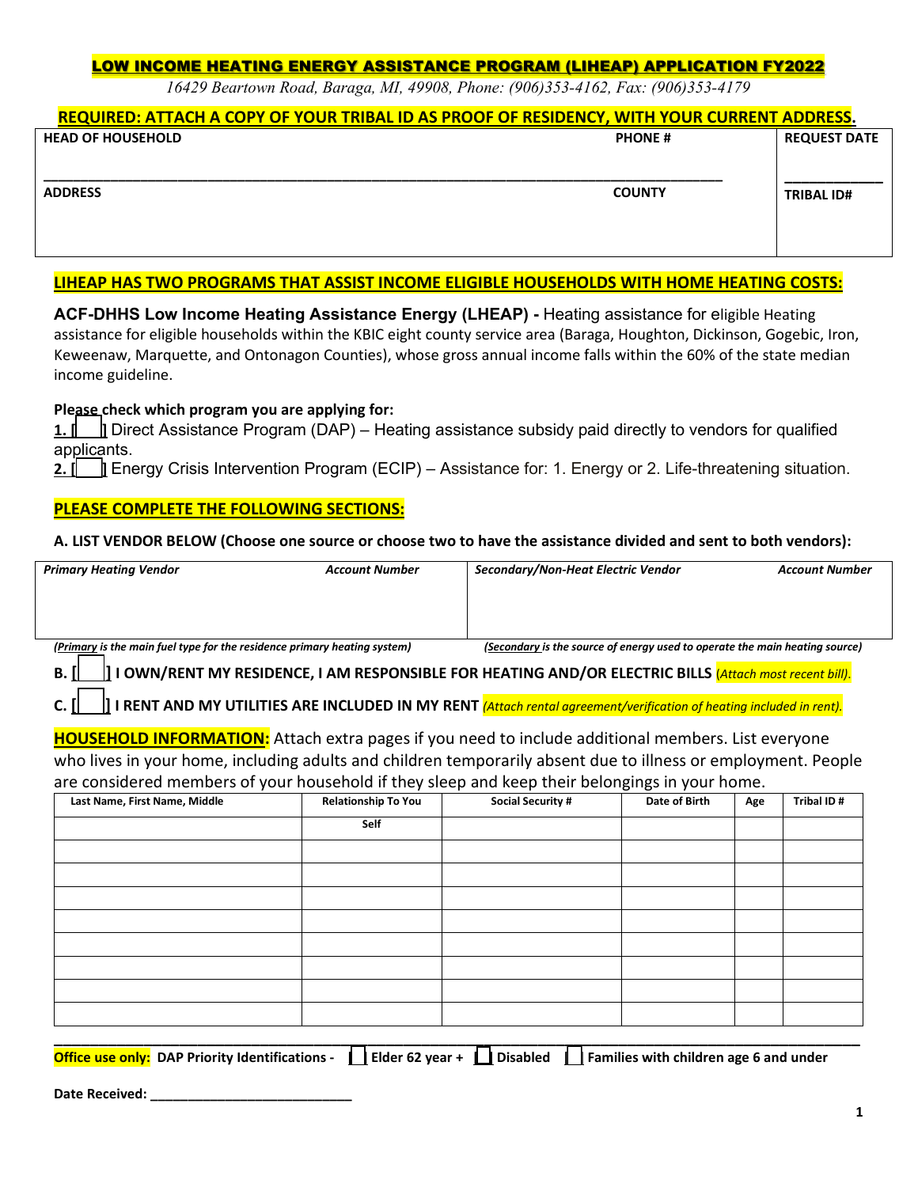# LOW INCOME HEATING ENERGY ASSISTANCE PROGRAM (LIHEAP) APPLICATION FY2022

*16429 Beartown Road, Baraga, MI, 49908, Phone: (906)353-4162, Fax: (906)353-4179*

**REQUIRED: ATTACH A COPY OF YOUR TRIBAL ID AS PROOF OF RESIDENCY, WITH YOUR CURRENT ADDRESS.**

| HEAD OF HOUSEHOLD | PHONE # | REQUEST DATE |
|---|---|---|
| | | |
| **ADDRESS** | **COUNTY** | **TRIBAL ID#** |
| | | |

## LIHEAP HAS TWO PROGRAMS THAT ASSIST INCOME ELIGIBLE HOUSEHOLDS WITH HOME HEATING COSTS:

**ACF-DHHS Low Income Heating Assistance Energy (LHEAP) -** Heating assistance for eligible Heating assistance for eligible households within the KBIC eight county service area (Baraga, Houghton, Dickinson, Gogebic, Iron, Keweenaw, Marquette, and Ontonagon Counties), whose gross annual income falls within the 60% of the state median income guideline.

**Please check which program you are applying for:**

**1.** [ ] Direct Assistance Program (DAP) – Heating assistance subsidy paid directly to vendors for qualified applicants.

**2.** [ ] Energy Crisis Intervention Program (ECIP) – Assistance for: 1. Energy or 2. Life-threatening situation.

## PLEASE COMPLETE THE FOLLOWING SECTIONS:

**A. LIST VENDOR BELOW (Choose one source or choose two to have the assistance divided and sent to both vendors):**

| *Primary Heating Vendor* | *Account Number* | *Secondary/Non-Heat Electric Vendor* | *Account Number* |
|---|---|---|---|
| | | | |

*(Primary is the main fuel type for the residence primary heating system)* *(Secondary is the source of energy used to operate the main heating source)*

**B. [ ] I OWN/RENT MY RESIDENCE, I AM RESPONSIBLE FOR HEATING AND/OR ELECTRIC BILLS** *(Attach most recent bill).*

**C. [ ] I RENT AND MY UTILITIES ARE INCLUDED IN MY RENT** *(Attach rental agreement/verification of heating included in rent).*

**HOUSEHOLD INFORMATION:** Attach extra pages if you need to include additional members. List everyone who lives in your home, including adults and children temporarily absent due to illness or employment. People are considered members of your household if they sleep and keep their belongings in your home.

| Last Name, First Name, Middle | Relationship To You | Social Security # | Date of Birth | Age | Tribal ID # |
|---|---|---|---|---|---|
| | Self | | | | |
| | | | | | |
| | | | | | |
| | | | | | |
| | | | | | |
| | | | | | |
| | | | | | |
| | | | | | |
| | | | | | |

**Office use only: DAP Priority Identifications -** [ ] **Elder 62 year +** [ ] **Disabled** [ ] **Families with children age 6 and under**

**Date Received:** ___________________________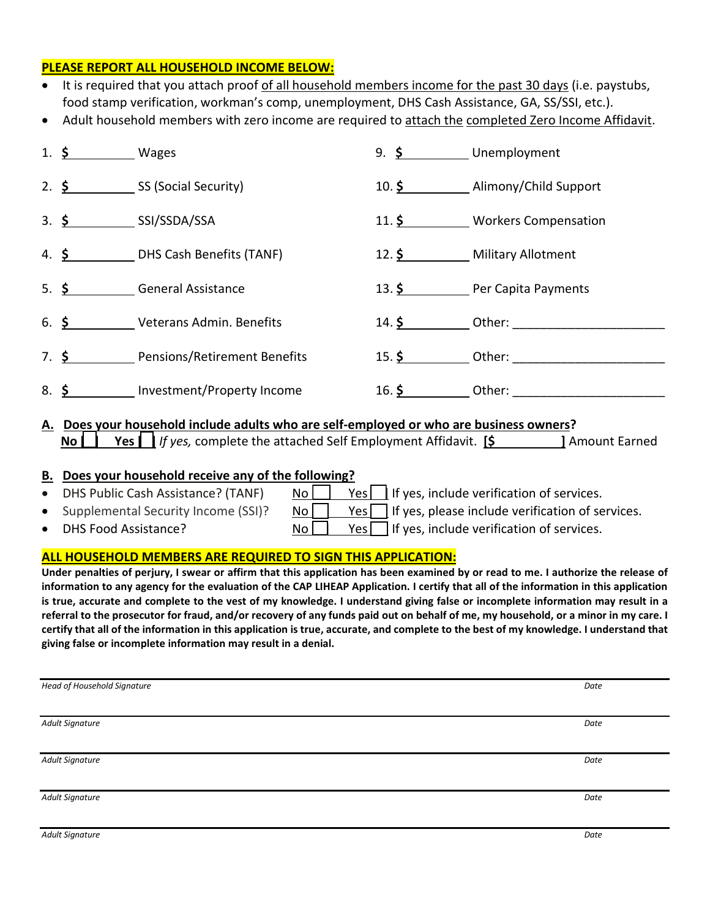**PLEASE REPORT ALL HOUSEHOLD INCOME BELOW:**

- It is required that you attach proof of all household members income for the past 30 days (i.e. paystubs, food stamp verification, workman's comp, unemployment, DHS Cash Assistance, GA, SS/SSI, etc.).
- Adult household members with zero income are required to attach the completed Zero Income Affidavit.

| | |
|---|---|
| 1. $ __________ Wages | 9. $ __________ Unemployment |
| 2. $ __________ SS (Social Security) | 10. $ __________ Alimony/Child Support |
| 3. $ __________ SSI/SSDA/SSA | 11. $ __________ Workers Compensation |
| 4. $ __________ DHS Cash Benefits (TANF) | 12. $ __________ Military Allotment |
| 5. $ __________ General Assistance | 13. $ __________ Per Capita Payments |
| 6. $ __________ Veterans Admin. Benefits | 14. $ __________ Other: ______________________ |
| 7. $ __________ Pensions/Retirement Benefits | 15. $ __________ Other: ______________________ |
| 8. $ __________ Investment/Property Income | 16. $ __________ Other: ______________________ |

**A. Does your household include adults who are self-employed or who are business owners?**
**No** ☐ **Yes** ☐ *If yes,* complete the attached Self Employment Affidavit. **[$ __________]** Amount Earned

**B. Does your household receive any of the following?**

- DHS Public Cash Assistance? (TANF) No ☐ Yes ☐ If yes, include verification of services.
- Supplemental Security Income (SSI)? No ☐ Yes ☐ If yes, please include verification of services.
- DHS Food Assistance? No ☐ Yes ☐ If yes, include verification of services.

**ALL HOUSEHOLD MEMBERS ARE REQUIRED TO SIGN THIS APPLICATION:**

**Under penalties of perjury, I swear or affirm that this application has been examined by or read to me. I authorize the release of information to any agency for the evaluation of the CAP LIHEAP Application. I certify that all of the information in this application is true, accurate and complete to the vest of my knowledge. I understand giving false or incomplete information may result in a referral to the prosecutor for fraud, and/or recovery of any funds paid out on behalf of me, my household, or a minor in my care. I certify that all of the information in this application is true, accurate, and complete to the best of my knowledge. I understand that giving false or incomplete information may result in a denial.**

______________________________________________________________
*Head of Household Signature* *Date*

______________________________________________________________
*Adult Signature* *Date*

______________________________________________________________
*Adult Signature* *Date*

______________________________________________________________
*Adult Signature* *Date*

______________________________________________________________
*Adult Signature* *Date*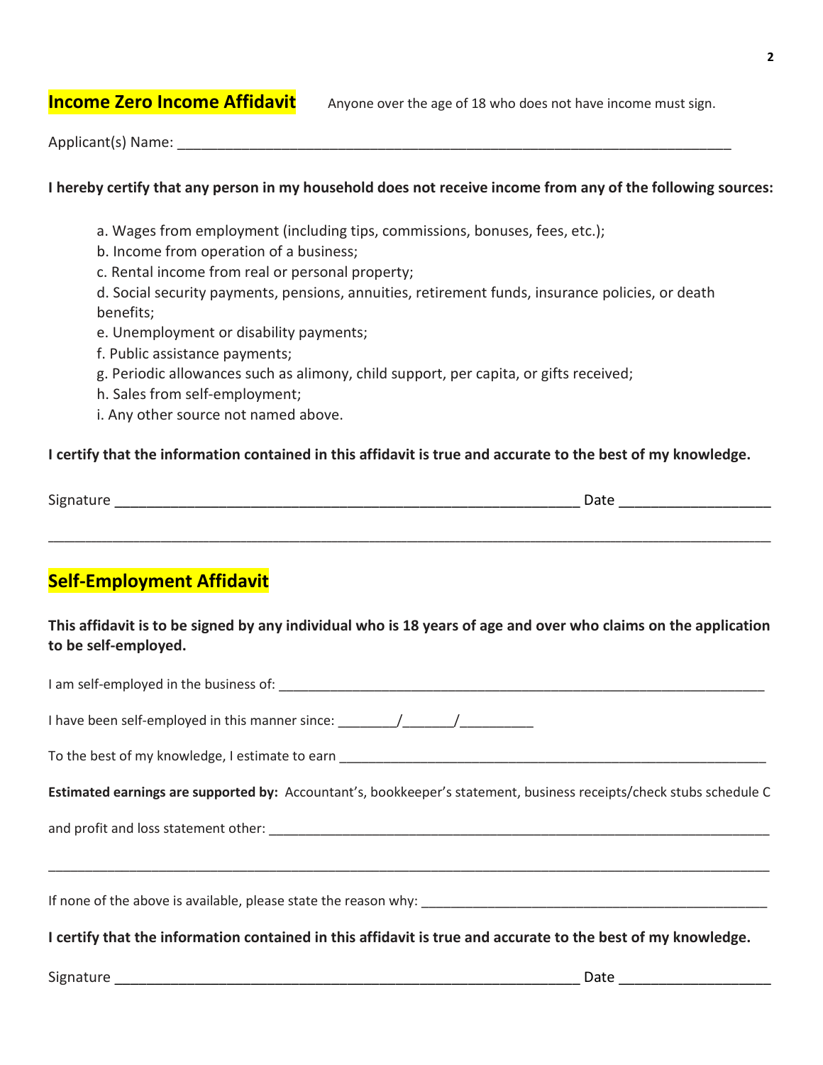## Income Zero Income Affidavit

Anyone over the age of 18 who does not have income must sign.

Applicant(s) Name: ___________________________________________________________________________

**I hereby certify that any person in my household does not receive income from any of the following sources:**

a. Wages from employment (including tips, commissions, bonuses, fees, etc.);
b. Income from operation of a business;
c. Rental income from real or personal property;
d. Social security payments, pensions, annuities, retirement funds, insurance policies, or death benefits;
e. Unemployment or disability payments;
f. Public assistance payments;
g. Periodic allowances such as alimony, child support, per capita, or gifts received;
h. Sales from self-employment;
i. Any other source not named above.

**I certify that the information contained in this affidavit is true and accurate to the best of my knowledge.**

Signature _______________________________________________________________ Date ____________________

---

## Self-Employment Affidavit

**This affidavit is to be signed by any individual who is 18 years of age and over who claims on the application to be self-employed.**

I am self-employed in the business of: ____________________________________________________________________

I have been self-employed in this manner since: ________/_______/__________

To the best of my knowledge, I estimate to earn ________________________________________________________

**Estimated earnings are supported by:** Accountant's, bookkeeper's statement, business receipts/check stubs schedule C and profit and loss statement other: ___________________________________________________________________

_____________________________________________________________________________________________

If none of the above is available, please state the reason why: ___________________________________________

**I certify that the information contained in this affidavit is true and accurate to the best of my knowledge.**

Signature _______________________________________________________________ Date ____________________